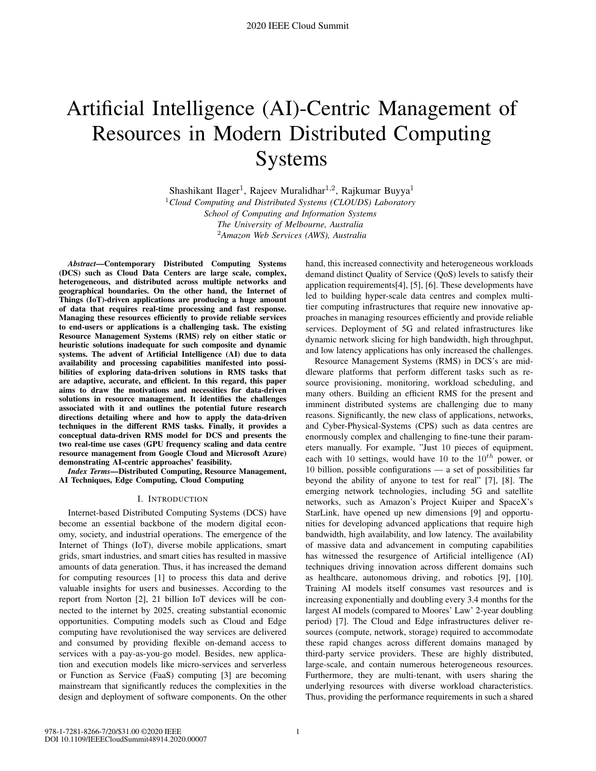# Artificial Intelligence (AI)-Centric Management of Resources in Modern Distributed Computing Systems

Shashikant Ilager[1], Rajeev Muralidhar[1,2], Rajkumar Buyya[1]

[1]*Cloud Computing and Distributed Systems (CLOUDS) Laboratory*
*School of Computing and Information Systems*
*The University of Melbourne, Australia*
[2]*Amazon Web Services (AWS), Australia*

***Abstract*—Contemporary Distributed Computing Systems (DCS) such as Cloud Data Centers are large scale, complex, heterogeneous, and distributed across multiple networks and geographical boundaries. On the other hand, the Internet of Things (IoT)-driven applications are producing a huge amount of data that requires real-time processing and fast response. Managing these resources efficiently to provide reliable services to end-users or applications is a challenging task. The existing Resource Management Systems (RMS) rely on either static or heuristic solutions inadequate for such composite and dynamic systems. The advent of Artificial Intelligence (AI) due to data availability and processing capabilities manifested into possibilities of exploring data-driven solutions in RMS tasks that are adaptive, accurate, and efficient. In this regard, this paper aims to draw the motivations and necessities for data-driven solutions in resource management. It identifies the challenges associated with it and outlines the potential future research directions detailing where and how to apply the data-driven techniques in the different RMS tasks. Finally, it provides a conceptual data-driven RMS model for DCS and presents the two real-time use cases (GPU frequency scaling and data centre resource management from Google Cloud and Microsoft Azure) demonstrating AI-centric approaches' feasibility.**

***Index Terms*—Distributed Computing, Resource Management, AI Techniques, Edge Computing, Cloud Computing**

## I. Introduction

Internet-based Distributed Computing Systems (DCS) have become an essential backbone of the modern digital economy, society, and industrial operations. The emergence of the Internet of Things (IoT), diverse mobile applications, smart grids, smart industries, and smart cities has resulted in massive amounts of data generation. Thus, it has increased the demand for computing resources [1] to process this data and derive valuable insights for users and businesses. According to the report from Norton [2], 21 billion IoT devices will be connected to the internet by 2025, creating substantial economic opportunities. Computing models such as Cloud and Edge computing have revolutionised the way services are delivered and consumed by providing flexible on-demand access to services with a pay-as-you-go model. Besides, new application and execution models like micro-services and serverless or Function as Service (FaaS) computing [3] are becoming mainstream that significantly reduces the complexities in the design and deployment of software components. On the other hand, this increased connectivity and heterogeneous workloads demand distinct Quality of Service (QoS) levels to satisfy their application requirements[4], [5], [6]. These developments have led to building hyper-scale data centres and complex multi-tier computing infrastructures that require new innovative approaches in managing resources efficiently and provide reliable services. Deployment of 5G and related infrastructures like dynamic network slicing for high bandwidth, high throughput, and low latency applications has only increased the challenges.

Resource Management Systems (RMS) in DCS's are middleware platforms that perform different tasks such as resource provisioning, monitoring, workload scheduling, and many others. Building an efficient RMS for the present and imminent distributed systems are challenging due to many reasons. Significantly, the new class of applications, networks, and Cyber-Physical-Systems (CPS) such as data centres are enormously complex and challenging to fine-tune their parameters manually. For example, "Just 10 pieces of equipment, each with 10 settings, would have 10 to the $10^{th}$ power, or 10 billion, possible configurations — a set of possibilities far beyond the ability of anyone to test for real" [7], [8]. The emerging network technologies, including 5G and satellite networks, such as Amazon's Project Kuiper and SpaceX's StarLink, have opened up new dimensions [9] and opportunities for developing advanced applications that require high bandwidth, high availability, and low latency. The availability of massive data and advancement in computing capabilities has witnessed the resurgence of Artificial intelligence (AI) techniques driving innovation across different domains such as healthcare, autonomous driving, and robotics [9], [10]. Training AI models itself consumes vast resources and is increasing exponentially and doubling every 3.4 months for the largest AI models (compared to Moores' Law' 2-year doubling period) [7]. The Cloud and Edge infrastructures deliver resources (compute, network, storage) required to accommodate these rapid changes across different domains managed by third-party service providers. These are highly distributed, large-scale, and contain numerous heterogeneous resources. Furthermore, they are multi-tenant, with users sharing the underlying resources with diverse workload characteristics. Thus, providing the performance requirements in such a shared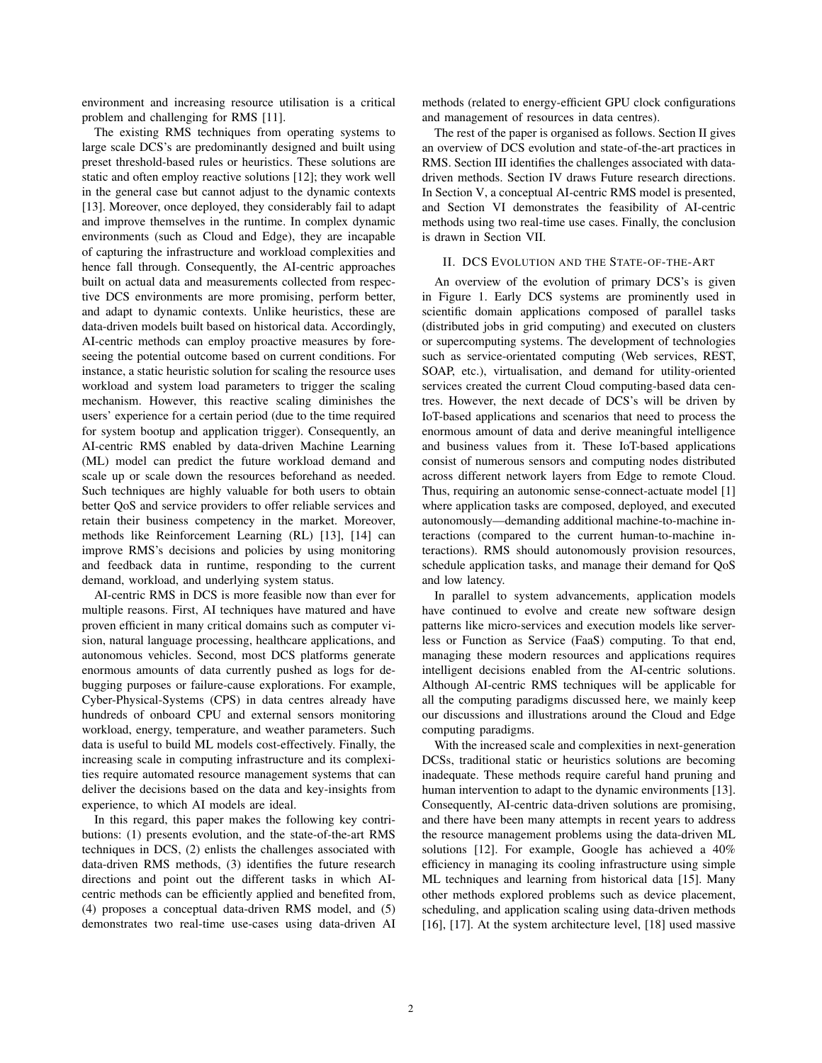environment and increasing resource utilisation is a critical problem and challenging for RMS [11].

The existing RMS techniques from operating systems to large scale DCS's are predominantly designed and built using preset threshold-based rules or heuristics. These solutions are static and often employ reactive solutions [12]; they work well in the general case but cannot adjust to the dynamic contexts [13]. Moreover, once deployed, they considerably fail to adapt and improve themselves in the runtime. In complex dynamic environments (such as Cloud and Edge), they are incapable of capturing the infrastructure and workload complexities and hence fall through. Consequently, the AI-centric approaches built on actual data and measurements collected from respective DCS environments are more promising, perform better, and adapt to dynamic contexts. Unlike heuristics, these are data-driven models built based on historical data. Accordingly, AI-centric methods can employ proactive measures by foreseeing the potential outcome based on current conditions. For instance, a static heuristic solution for scaling the resource uses workload and system load parameters to trigger the scaling mechanism. However, this reactive scaling diminishes the users' experience for a certain period (due to the time required for system bootup and application trigger). Consequently, an AI-centric RMS enabled by data-driven Machine Learning (ML) model can predict the future workload demand and scale up or scale down the resources beforehand as needed. Such techniques are highly valuable for both users to obtain better QoS and service providers to offer reliable services and retain their business competency in the market. Moreover, methods like Reinforcement Learning (RL) [13], [14] can improve RMS's decisions and policies by using monitoring and feedback data in runtime, responding to the current demand, workload, and underlying system status.

AI-centric RMS in DCS is more feasible now than ever for multiple reasons. First, AI techniques have matured and have proven efficient in many critical domains such as computer vision, natural language processing, healthcare applications, and autonomous vehicles. Second, most DCS platforms generate enormous amounts of data currently pushed as logs for debugging purposes or failure-cause explorations. For example, Cyber-Physical-Systems (CPS) in data centres already have hundreds of onboard CPU and external sensors monitoring workload, energy, temperature, and weather parameters. Such data is useful to build ML models cost-effectively. Finally, the increasing scale in computing infrastructure and its complexities require automated resource management systems that can deliver the decisions based on the data and key-insights from experience, to which AI models are ideal.

In this regard, this paper makes the following key contributions: (1) presents evolution, and the state-of-the-art RMS techniques in DCS, (2) enlists the challenges associated with data-driven RMS methods, (3) identifies the future research directions and point out the different tasks in which AI-centric methods can be efficiently applied and benefited from, (4) proposes a conceptual data-driven RMS model, and (5) demonstrates two real-time use-cases using data-driven AI methods (related to energy-efficient GPU clock configurations and management of resources in data centres).

The rest of the paper is organised as follows. Section II gives an overview of DCS evolution and state-of-the-art practices in RMS. Section III identifies the challenges associated with data-driven methods. Section IV draws Future research directions. In Section V, a conceptual AI-centric RMS model is presented, and Section VI demonstrates the feasibility of AI-centric methods using two real-time use cases. Finally, the conclusion is drawn in Section VII.

## II. DCS Evolution and the State-of-the-Art

An overview of the evolution of primary DCS's is given in Figure 1. Early DCS systems are prominently used in scientific domain applications composed of parallel tasks (distributed jobs in grid computing) and executed on clusters or supercomputing systems. The development of technologies such as service-orientated computing (Web services, REST, SOAP, etc.), virtualisation, and demand for utility-oriented services created the current Cloud computing-based data centres. However, the next decade of DCS's will be driven by IoT-based applications and scenarios that need to process the enormous amount of data and derive meaningful intelligence and business values from it. These IoT-based applications consist of numerous sensors and computing nodes distributed across different network layers from Edge to remote Cloud. Thus, requiring an autonomic sense-connect-actuate model [1] where application tasks are composed, deployed, and executed autonomously—demanding additional machine-to-machine interactions (compared to the current human-to-machine interactions). RMS should autonomously provision resources, schedule application tasks, and manage their demand for QoS and low latency.

In parallel to system advancements, application models have continued to evolve and create new software design patterns like micro-services and execution models like serverless or Function as Service (FaaS) computing. To that end, managing these modern resources and applications requires intelligent decisions enabled from the AI-centric solutions. Although AI-centric RMS techniques will be applicable for all the computing paradigms discussed here, we mainly keep our discussions and illustrations around the Cloud and Edge computing paradigms.

With the increased scale and complexities in next-generation DCSs, traditional static or heuristics solutions are becoming inadequate. These methods require careful hand pruning and human intervention to adapt to the dynamic environments [13]. Consequently, AI-centric data-driven solutions are promising, and there have been many attempts in recent years to address the resource management problems using the data-driven ML solutions [12]. For example, Google has achieved a 40% efficiency in managing its cooling infrastructure using simple ML techniques and learning from historical data [15]. Many other methods explored problems such as device placement, scheduling, and application scaling using data-driven methods [16], [17]. At the system architecture level, [18] used massive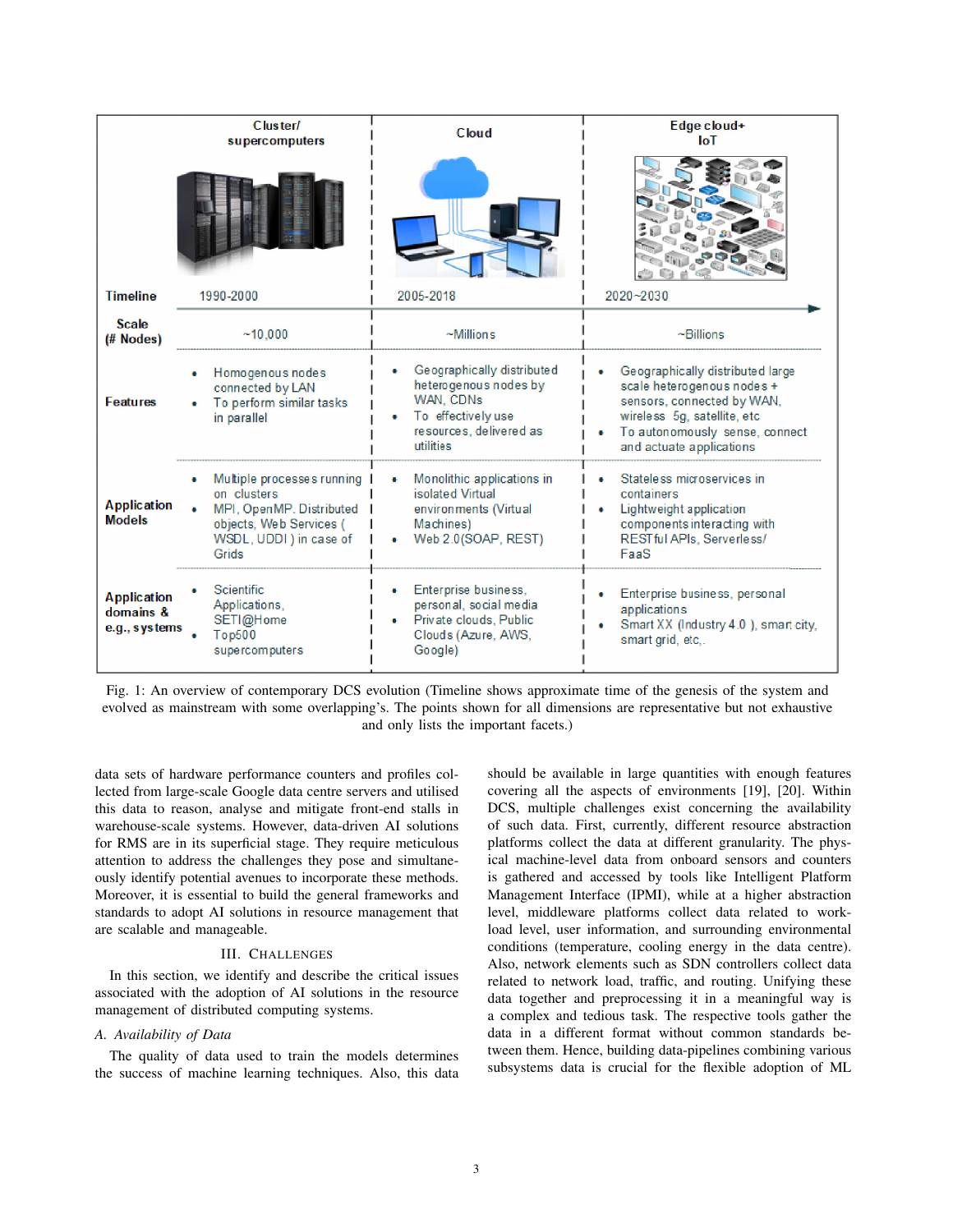| | Cluster/ supercomputers | Cloud | Edge cloud+ IoT |
|---|---|---|---|
| **Timeline** | 1990-2000 | 2005-2018 | 2020~2030 |
| **Scale (# Nodes)** | ~10,000 | ~Millions | ~Billions |
| **Features** | • Homogenous nodes connected by LAN<br>• To perform similar tasks in parallel | • Geographically distributed heterogenous nodes by WAN, CDNs<br>• To effectively use resources, delivered as utilities | • Geographically distributed large scale heterogenous nodes + sensors, connected by WAN, wireless 5g, satellite, etc<br>• To autonomously sense, connect and actuate applications |
| **Application Models** | • Multiple processes running on clusters<br>• MPI, OpenMP. Distributed objects, Web Services ( WSDL, UDDI ) in case of Grids | • Monolithic applications in isolated Virtual environments (Virtual Machines)<br>• Web 2.0(SOAP, REST) | • Stateless microservices in containers<br>• Lightweight application components interacting with RESTful APIs, Serverless/ FaaS |
| **Application domains & e.g., systems** | • Scientific Applications, SETI@Home<br>• Top500 supercomputers | • Enterprise business, personal, social media<br>• Private clouds, Public Clouds (Azure, AWS, Google) | • Enterprise business, personal applications<br>• Smart XX (Industry 4.0 ), smart city, smart grid, etc,. |

Fig. 1: An overview of contemporary DCS evolution (Timeline shows approximate time of the genesis of the system and evolved as mainstream with some overlapping's. The points shown for all dimensions are representative but not exhaustive and only lists the important facets.)

data sets of hardware performance counters and profiles collected from large-scale Google data centre servers and utilised this data to reason, analyse and mitigate front-end stalls in warehouse-scale systems. However, data-driven AI solutions for RMS are in its superficial stage. They require meticulous attention to address the challenges they pose and simultaneously identify potential avenues to incorporate these methods. Moreover, it is essential to build the general frameworks and standards to adopt AI solutions in resource management that are scalable and manageable.

## III. Challenges

In this section, we identify and describe the critical issues associated with the adoption of AI solutions in the resource management of distributed computing systems.

### A. Availability of Data

The quality of data used to train the models determines the success of machine learning techniques. Also, this data should be available in large quantities with enough features covering all the aspects of environments [19], [20]. Within DCS, multiple challenges exist concerning the availability of such data. First, currently, different resource abstraction platforms collect the data at different granularity. The physical machine-level data from onboard sensors and counters is gathered and accessed by tools like Intelligent Platform Management Interface (IPMI), while at a higher abstraction level, middleware platforms collect data related to workload level, user information, and surrounding environmental conditions (temperature, cooling energy in the data centre). Also, network elements such as SDN controllers collect data related to network load, traffic, and routing. Unifying these data together and preprocessing it in a meaningful way is a complex and tedious task. The respective tools gather the data in a different format without common standards between them. Hence, building data-pipelines combining various subsystems data is crucial for the flexible adoption of ML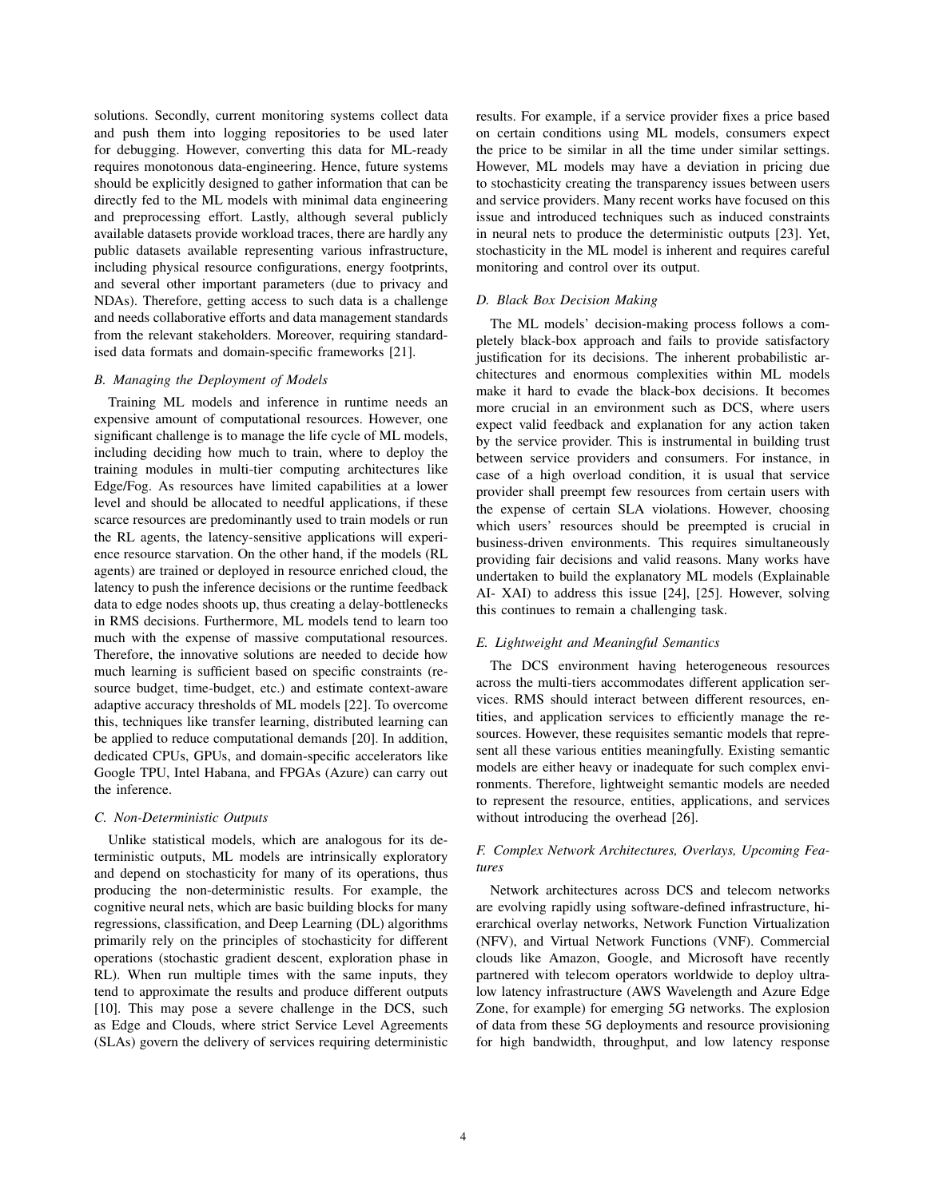solutions. Secondly, current monitoring systems collect data and push them into logging repositories to be used later for debugging. However, converting this data for ML-ready requires monotonous data-engineering. Hence, future systems should be explicitly designed to gather information that can be directly fed to the ML models with minimal data engineering and preprocessing effort. Lastly, although several publicly available datasets provide workload traces, there are hardly any public datasets available representing various infrastructure, including physical resource configurations, energy footprints, and several other important parameters (due to privacy and NDAs). Therefore, getting access to such data is a challenge and needs collaborative efforts and data management standards from the relevant stakeholders. Moreover, requiring standardised data formats and domain-specific frameworks [21].

### B. Managing the Deployment of Models

Training ML models and inference in runtime needs an expensive amount of computational resources. However, one significant challenge is to manage the life cycle of ML models, including deciding how much to train, where to deploy the training modules in multi-tier computing architectures like Edge/Fog. As resources have limited capabilities at a lower level and should be allocated to needful applications, if these scarce resources are predominantly used to train models or run the RL agents, the latency-sensitive applications will experience resource starvation. On the other hand, if the models (RL agents) are trained or deployed in resource enriched cloud, the latency to push the inference decisions or the runtime feedback data to edge nodes shoots up, thus creating a delay-bottlenecks in RMS decisions. Furthermore, ML models tend to learn too much with the expense of massive computational resources. Therefore, the innovative solutions are needed to decide how much learning is sufficient based on specific constraints (resource budget, time-budget, etc.) and estimate context-aware adaptive accuracy thresholds of ML models [22]. To overcome this, techniques like transfer learning, distributed learning can be applied to reduce computational demands [20]. In addition, dedicated CPUs, GPUs, and domain-specific accelerators like Google TPU, Intel Habana, and FPGAs (Azure) can carry out the inference.

### C. Non-Deterministic Outputs

Unlike statistical models, which are analogous for its deterministic outputs, ML models are intrinsically exploratory and depend on stochasticity for many of its operations, thus producing the non-deterministic results. For example, the cognitive neural nets, which are basic building blocks for many regressions, classification, and Deep Learning (DL) algorithms primarily rely on the principles of stochasticity for different operations (stochastic gradient descent, exploration phase in RL). When run multiple times with the same inputs, they tend to approximate the results and produce different outputs [10]. This may pose a severe challenge in the DCS, such as Edge and Clouds, where strict Service Level Agreements (SLAs) govern the delivery of services requiring deterministic results. For example, if a service provider fixes a price based on certain conditions using ML models, consumers expect the price to be similar in all the time under similar settings. However, ML models may have a deviation in pricing due to stochasticity creating the transparency issues between users and service providers. Many recent works have focused on this issue and introduced techniques such as induced constraints in neural nets to produce the deterministic outputs [23]. Yet, stochasticity in the ML model is inherent and requires careful monitoring and control over its output.

### D. Black Box Decision Making

The ML models' decision-making process follows a completely black-box approach and fails to provide satisfactory justification for its decisions. The inherent probabilistic architectures and enormous complexities within ML models make it hard to evade the black-box decisions. It becomes more crucial in an environment such as DCS, where users expect valid feedback and explanation for any action taken by the service provider. This is instrumental in building trust between service providers and consumers. For instance, in case of a high overload condition, it is usual that service provider shall preempt few resources from certain users with the expense of certain SLA violations. However, choosing which users' resources should be preempted is crucial in business-driven environments. This requires simultaneously providing fair decisions and valid reasons. Many works have undertaken to build the explanatory ML models (Explainable AI- XAI) to address this issue [24], [25]. However, solving this continues to remain a challenging task.

### E. Lightweight and Meaningful Semantics

The DCS environment having heterogeneous resources across the multi-tiers accommodates different application services. RMS should interact between different resources, entities, and application services to efficiently manage the resources. However, these requisites semantic models that represent all these various entities meaningfully. Existing semantic models are either heavy or inadequate for such complex environments. Therefore, lightweight semantic models are needed to represent the resource, entities, applications, and services without introducing the overhead [26].

### F. Complex Network Architectures, Overlays, Upcoming Features

Network architectures across DCS and telecom networks are evolving rapidly using software-defined infrastructure, hierarchical overlay networks, Network Function Virtualization (NFV), and Virtual Network Functions (VNF). Commercial clouds like Amazon, Google, and Microsoft have recently partnered with telecom operators worldwide to deploy ultra-low latency infrastructure (AWS Wavelength and Azure Edge Zone, for example) for emerging 5G networks. The explosion of data from these 5G deployments and resource provisioning for high bandwidth, throughput, and low latency response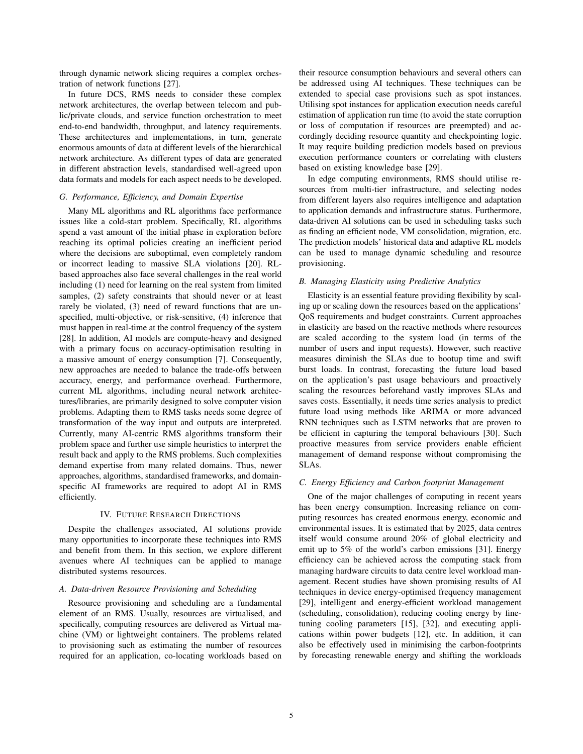through dynamic network slicing requires a complex orchestration of network functions [27].

In future DCS, RMS needs to consider these complex network architectures, the overlap between telecom and public/private clouds, and service function orchestration to meet end-to-end bandwidth, throughput, and latency requirements. These architectures and implementations, in turn, generate enormous amounts of data at different levels of the hierarchical network architecture. As different types of data are generated in different abstraction levels, standardised well-agreed upon data formats and models for each aspect needs to be developed.

### G. Performance, Efficiency, and Domain Expertise

Many ML algorithms and RL algorithms face performance issues like a cold-start problem. Specifically, RL algorithms spend a vast amount of the initial phase in exploration before reaching its optimal policies creating an inefficient period where the decisions are suboptimal, even completely random or incorrect leading to massive SLA violations [20]. RL-based approaches also face several challenges in the real world including (1) need for learning on the real system from limited samples, (2) safety constraints that should never or at least rarely be violated, (3) need of reward functions that are unspecified, multi-objective, or risk-sensitive, (4) inference that must happen in real-time at the control frequency of the system [28]. In addition, AI models are compute-heavy and designed with a primary focus on accuracy-optimisation resulting in a massive amount of energy consumption [7]. Consequently, new approaches are needed to balance the trade-offs between accuracy, energy, and performance overhead. Furthermore, current ML algorithms, including neural network architectures/libraries, are primarily designed to solve computer vision problems. Adapting them to RMS tasks needs some degree of transformation of the way input and outputs are interpreted. Currently, many AI-centric RMS algorithms transform their problem space and further use simple heuristics to interpret the result back and apply to the RMS problems. Such complexities demand expertise from many related domains. Thus, newer approaches, algorithms, standardised frameworks, and domain-specific AI frameworks are required to adopt AI in RMS efficiently.

## IV. Future Research Directions

Despite the challenges associated, AI solutions provide many opportunities to incorporate these techniques into RMS and benefit from them. In this section, we explore different avenues where AI techniques can be applied to manage distributed systems resources.

### A. Data-driven Resource Provisioning and Scheduling

Resource provisioning and scheduling are a fundamental element of an RMS. Usually, resources are virtualised, and specifically, computing resources are delivered as Virtual machine (VM) or lightweight containers. The problems related to provisioning such as estimating the number of resources required for an application, co-locating workloads based on their resource consumption behaviours and several others can be addressed using AI techniques. These techniques can be extended to special case provisions such as spot instances. Utilising spot instances for application execution needs careful estimation of application run time (to avoid the state corruption or loss of computation if resources are preempted) and accordingly deciding resource quantity and checkpointing logic. It may require building prediction models based on previous execution performance counters or correlating with clusters based on existing knowledge base [29].

In edge computing environments, RMS should utilise resources from multi-tier infrastructure, and selecting nodes from different layers also requires intelligence and adaptation to application demands and infrastructure status. Furthermore, data-driven AI solutions can be used in scheduling tasks such as finding an efficient node, VM consolidation, migration, etc. The prediction models' historical data and adaptive RL models can be used to manage dynamic scheduling and resource provisioning.

### B. Managing Elasticity using Predictive Analytics

Elasticity is an essential feature providing flexibility by scaling up or scaling down the resources based on the applications' QoS requirements and budget constraints. Current approaches in elasticity are based on the reactive methods where resources are scaled according to the system load (in terms of the number of users and input requests). However, such reactive measures diminish the SLAs due to bootup time and swift burst loads. In contrast, forecasting the future load based on the application's past usage behaviours and proactively scaling the resources beforehand vastly improves SLAs and saves costs. Essentially, it needs time series analysis to predict future load using methods like ARIMA or more advanced RNN techniques such as LSTM networks that are proven to be efficient in capturing the temporal behaviours [30]. Such proactive measures from service providers enable efficient management of demand response without compromising the SLAs.

### C. Energy Efficiency and Carbon footprint Management

One of the major challenges of computing in recent years has been energy consumption. Increasing reliance on computing resources has created enormous energy, economic and environmental issues. It is estimated that by 2025, data centres itself would consume around 20% of global electricity and emit up to 5% of the world's carbon emissions [31]. Energy efficiency can be achieved across the computing stack from managing hardware circuits to data centre level workload management. Recent studies have shown promising results of AI techniques in device energy-optimised frequency management [29], intelligent and energy-efficient workload management (scheduling, consolidation), reducing cooling energy by fine-tuning cooling parameters [15], [32], and executing applications within power budgets [12], etc. In addition, it can also be effectively used in minimising the carbon-footprints by forecasting renewable energy and shifting the workloads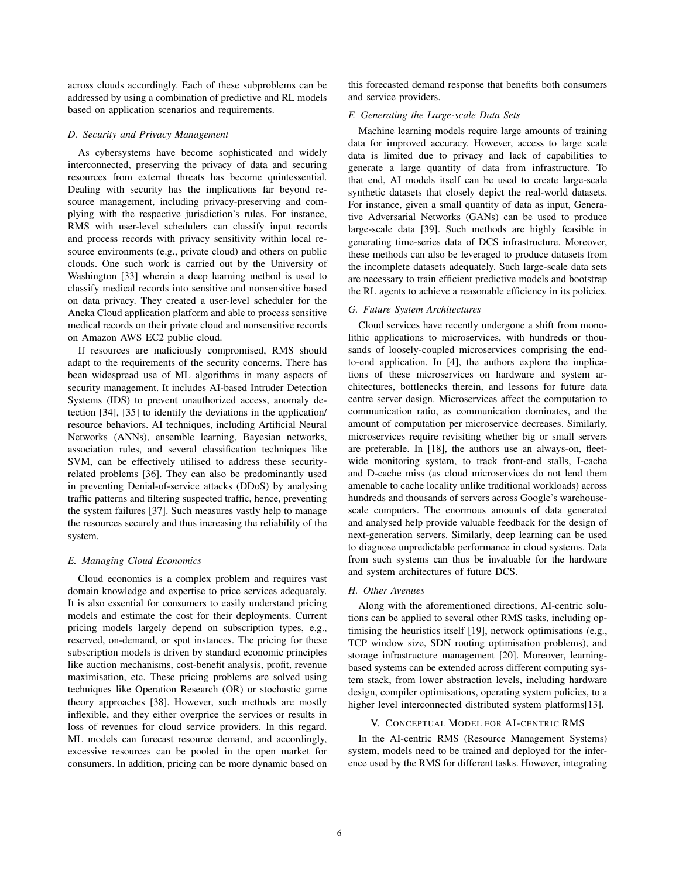across clouds accordingly. Each of these subproblems can be addressed by using a combination of predictive and RL models based on application scenarios and requirements.

### D. Security and Privacy Management

As cybersystems have become sophisticated and widely interconnected, preserving the privacy of data and securing resources from external threats has become quintessential. Dealing with security has the implications far beyond resource management, including privacy-preserving and complying with the respective jurisdiction's rules. For instance, RMS with user-level schedulers can classify input records and process records with privacy sensitivity within local resource environments (e.g., private cloud) and others on public clouds. One such work is carried out by the University of Washington [33] wherein a deep learning method is used to classify medical records into sensitive and nonsensitive based on data privacy. They created a user-level scheduler for the Aneka Cloud application platform and able to process sensitive medical records on their private cloud and nonsensitive records on Amazon AWS EC2 public cloud.

If resources are maliciously compromised, RMS should adapt to the requirements of the security concerns. There has been widespread use of ML algorithms in many aspects of security management. It includes AI-based Intruder Detection Systems (IDS) to prevent unauthorized access, anomaly detection [34], [35] to identify the deviations in the application/ resource behaviors. AI techniques, including Artificial Neural Networks (ANNs), ensemble learning, Bayesian networks, association rules, and several classification techniques like SVM, can be effectively utilised to address these security-related problems [36]. They can also be predominantly used in preventing Denial-of-service attacks (DDoS) by analysing traffic patterns and filtering suspected traffic, hence, preventing the system failures [37]. Such measures vastly help to manage the resources securely and thus increasing the reliability of the system.

### E. Managing Cloud Economics

Cloud economics is a complex problem and requires vast domain knowledge and expertise to price services adequately. It is also essential for consumers to easily understand pricing models and estimate the cost for their deployments. Current pricing models largely depend on subscription types, e.g., reserved, on-demand, or spot instances. The pricing for these subscription models is driven by standard economic principles like auction mechanisms, cost-benefit analysis, profit, revenue maximisation, etc. These pricing problems are solved using techniques like Operation Research (OR) or stochastic game theory approaches [38]. However, such methods are mostly inflexible, and they either overprice the services or results in loss of revenues for cloud service providers. In this regard. ML models can forecast resource demand, and accordingly, excessive resources can be pooled in the open market for consumers. In addition, pricing can be more dynamic based on this forecasted demand response that benefits both consumers and service providers.

### F. Generating the Large-scale Data Sets

Machine learning models require large amounts of training data for improved accuracy. However, access to large scale data is limited due to privacy and lack of capabilities to generate a large quantity of data from infrastructure. To that end, AI models itself can be used to create large-scale synthetic datasets that closely depict the real-world datasets. For instance, given a small quantity of data as input, Generative Adversarial Networks (GANs) can be used to produce large-scale data [39]. Such methods are highly feasible in generating time-series data of DCS infrastructure. Moreover, these methods can also be leveraged to produce datasets from the incomplete datasets adequately. Such large-scale data sets are necessary to train efficient predictive models and bootstrap the RL agents to achieve a reasonable efficiency in its policies.

### G. Future System Architectures

Cloud services have recently undergone a shift from monolithic applications to microservices, with hundreds or thousands of loosely-coupled microservices comprising the end-to-end application. In [4], the authors explore the implications of these microservices on hardware and system architectures, bottlenecks therein, and lessons for future data centre server design. Microservices affect the computation to communication ratio, as communication dominates, and the amount of computation per microservice decreases. Similarly, microservices require revisiting whether big or small servers are preferable. In [18], the authors use an always-on, fleet-wide monitoring system, to track front-end stalls, I-cache and D-cache miss (as cloud microservices do not lend them amenable to cache locality unlike traditional workloads) across hundreds and thousands of servers across Google's warehouse-scale computers. The enormous amounts of data generated and analysed help provide valuable feedback for the design of next-generation servers. Similarly, deep learning can be used to diagnose unpredictable performance in cloud systems. Data from such systems can thus be invaluable for the hardware and system architectures of future DCS.

### H. Other Avenues

Along with the aforementioned directions, AI-centric solutions can be applied to several other RMS tasks, including optimising the heuristics itself [19], network optimisations (e.g., TCP window size, SDN routing optimisation problems), and storage infrastructure management [20]. Moreover, learning-based systems can be extended across different computing system stack, from lower abstraction levels, including hardware design, compiler optimisations, operating system policies, to a higher level interconnected distributed system platforms[13].

## V. Conceptual Model for AI-centric RMS

In the AI-centric RMS (Resource Management Systems) system, models need to be trained and deployed for the inference used by the RMS for different tasks. However, integrating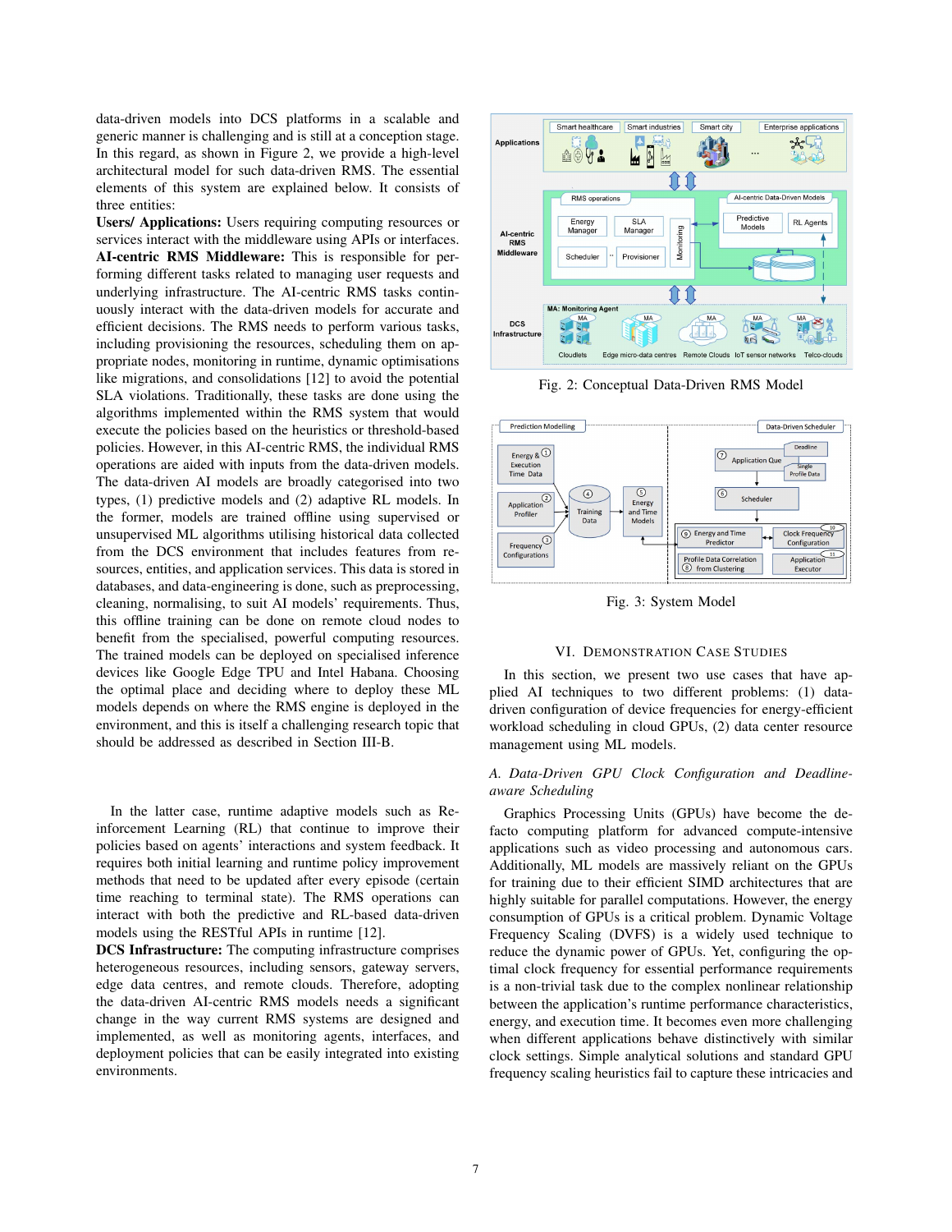data-driven models into DCS platforms in a scalable and generic manner is challenging and is still at a conception stage. In this regard, as shown in Figure 2, we provide a high-level architectural model for such data-driven RMS. The essential elements of this system are explained below. It consists of three entities:

**Users/ Applications:** Users requiring computing resources or services interact with the middleware using APIs or interfaces.

**AI-centric RMS Middleware:** This is responsible for performing different tasks related to managing user requests and underlying infrastructure. The AI-centric RMS tasks continuously interact with the data-driven models for accurate and efficient decisions. The RMS needs to perform various tasks, including provisioning the resources, scheduling them on appropriate nodes, monitoring in runtime, dynamic optimisations like migrations, and consolidations [12] to avoid the potential SLA violations. Traditionally, these tasks are done using the algorithms implemented within the RMS system that would execute the policies based on the heuristics or threshold-based policies. However, in this AI-centric RMS, the individual RMS operations are aided with inputs from the data-driven models. The data-driven AI models are broadly categorised into two types, (1) predictive models and (2) adaptive RL models. In the former, models are trained offline using supervised or unsupervised ML algorithms utilising historical data collected from the DCS environment that includes features from resources, entities, and application services. This data is stored in databases, and data-engineering is done, such as preprocessing, cleaning, normalising, to suit AI models' requirements. Thus, this offline training can be done on remote cloud nodes to benefit from the specialised, powerful computing resources. The trained models can be deployed on specialised inference devices like Google Edge TPU and Intel Habana. Choosing the optimal place and deciding where to deploy these ML models depends on where the RMS engine is deployed in the environment, and this is itself a challenging research topic that should be addressed as described in Section III-B.

In the latter case, runtime adaptive models such as Reinforcement Learning (RL) that continue to improve their policies based on agents' interactions and system feedback. It requires both initial learning and runtime policy improvement methods that need to be updated after every episode (certain time reaching to terminal state). The RMS operations can interact with both the predictive and RL-based data-driven models using the RESTful APIs in runtime [12].

**DCS Infrastructure:** The computing infrastructure comprises heterogeneous resources, including sensors, gateway servers, edge data centres, and remote clouds. Therefore, adopting the data-driven AI-centric RMS models needs a significant change in the way current RMS systems are designed and implemented, as well as monitoring agents, interfaces, and deployment policies that can be easily integrated into existing environments.

Fig. 2: Conceptual Data-Driven RMS Model

Fig. 3: System Model

## VI. Demonstration Case Studies

In this section, we present two use cases that have applied AI techniques to two different problems: (1) data-driven configuration of device frequencies for energy-efficient workload scheduling in cloud GPUs, (2) data center resource management using ML models.

### *A. Data-Driven GPU Clock Configuration and Deadline-aware Scheduling*

Graphics Processing Units (GPUs) have become the de-facto computing platform for advanced compute-intensive applications such as video processing and autonomous cars. Additionally, ML models are massively reliant on the GPUs for training due to their efficient SIMD architectures that are highly suitable for parallel computations. However, the energy consumption of GPUs is a critical problem. Dynamic Voltage Frequency Scaling (DVFS) is a widely used technique to reduce the dynamic power of GPUs. Yet, configuring the optimal clock frequency for essential performance requirements is a non-trivial task due to the complex nonlinear relationship between the application's runtime performance characteristics, energy, and execution time. It becomes even more challenging when different applications behave distinctively with similar clock settings. Simple analytical solutions and standard GPU frequency scaling heuristics fail to capture these intricacies and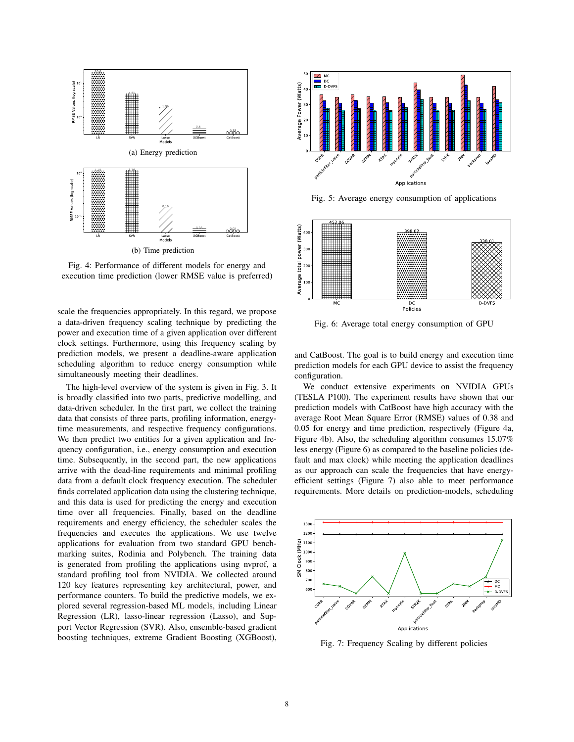Fig. 4: Performance of different models for energy and execution time prediction (lower RMSE value is preferred)

scale the frequencies appropriately. In this regard, we propose a data-driven frequency scaling technique by predicting the power and execution time of a given application over different clock settings. Furthermore, using this frequency scaling by prediction models, we present a deadline-aware application scheduling algorithm to reduce energy consumption while simultaneously meeting their deadlines.

The high-level overview of the system is given in Fig. 3. It is broadly classified into two parts, predictive modelling, and data-driven scheduler. In the first part, we collect the training data that consists of three parts, profiling information, energy-time measurements, and respective frequency configurations. We then predict two entities for a given application and frequency configuration, i.e., energy consumption and execution time. Subsequently, in the second part, the new applications arrive with the dead-line requirements and minimal profiling data from a default clock frequency execution. The scheduler finds correlated application data using the clustering technique, and this data is used for predicting the energy and execution time over all frequencies. Finally, based on the deadline requirements and energy efficiency, the scheduler scales the frequencies and executes the applications. We use twelve applications for evaluation from two standard GPU benchmarking suites, Rodinia and Polybench. The training data is generated from profiling the applications using nvprof, a standard profiling tool from NVIDIA. We collected around 120 key features representing key architectural, power, and performance counters. To build the predictive models, we explored several regression-based ML models, including Linear Regression (LR), lasso-linear regression (Lasso), and Support Vector Regression (SVR). Also, ensemble-based gradient boosting techniques, extreme Gradient Boosting (XGBoost), and CatBoost. The goal is to build energy and execution time prediction models for each GPU device to assist the frequency configuration.

We conduct extensive experiments on NVIDIA GPUs (TESLA P100). The experiment results have shown that our prediction models with CatBoost have high accuracy with the average Root Mean Square Error (RMSE) values of 0.38 and 0.05 for energy and time prediction, respectively (Figure 4a, Figure 4b). Also, the scheduling algorithm consumes 15.07% less energy (Figure 6) as compared to the baseline policies (default and max clock) while meeting the application deadlines as our approach can scale the frequencies that have energy-efficient settings (Figure 7) also able to meet performance requirements. More details on prediction-models, scheduling

Fig. 5: Average energy consumption of applications

Fig. 6: Average total energy consumption of GPU

Fig. 7: Frequency Scaling by different policies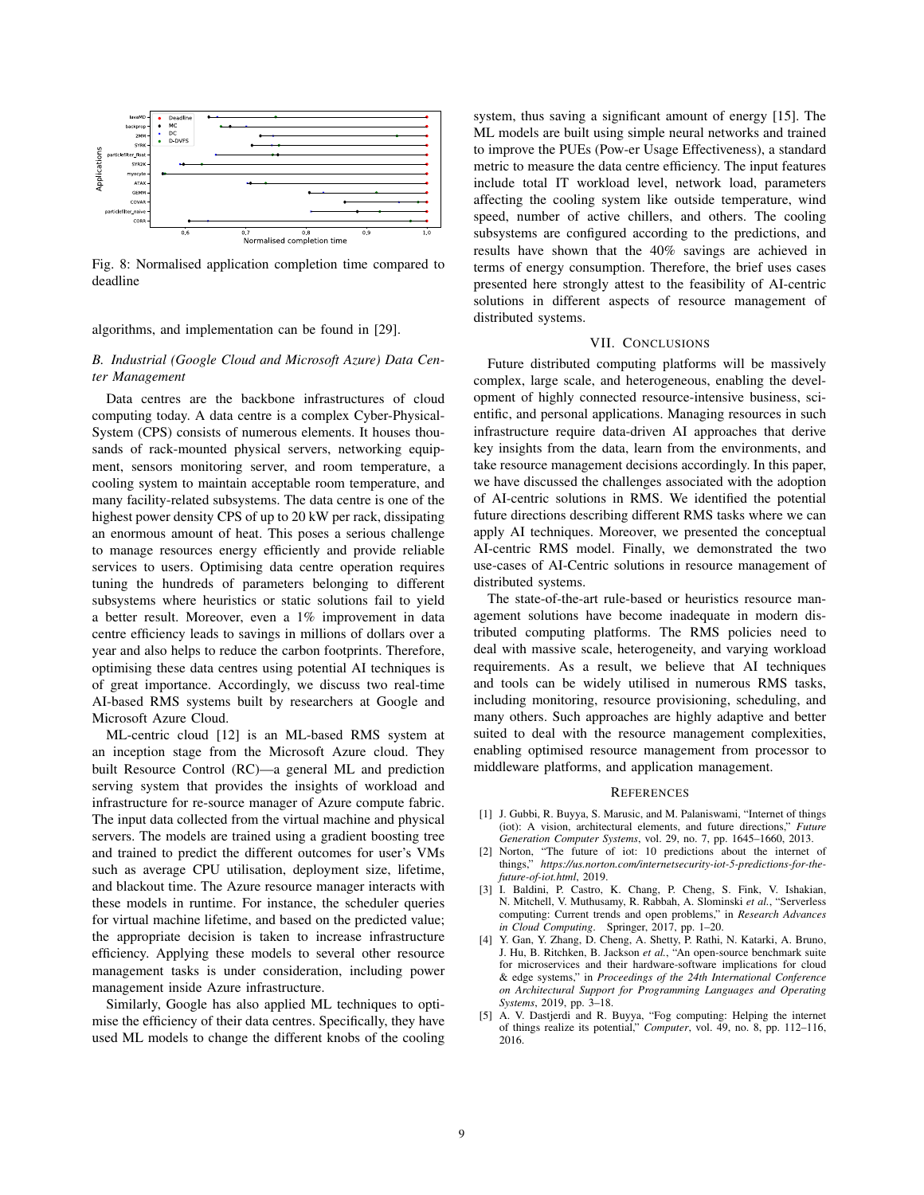Fig. 8: Normalised application completion time compared to deadline

algorithms, and implementation can be found in [29].

### B. Industrial (Google Cloud and Microsoft Azure) Data Center Management

Data centres are the backbone infrastructures of cloud computing today. A data centre is a complex Cyber-Physical-System (CPS) consists of numerous elements. It houses thousands of rack-mounted physical servers, networking equipment, sensors monitoring server, and room temperature, a cooling system to maintain acceptable room temperature, and many facility-related subsystems. The data centre is one of the highest power density CPS of up to 20 kW per rack, dissipating an enormous amount of heat. This poses a serious challenge to manage resources energy efficiently and provide reliable services to users. Optimising data centre operation requires tuning the hundreds of parameters belonging to different subsystems where heuristics or static solutions fail to yield a better result. Moreover, even a 1% improvement in data centre efficiency leads to savings in millions of dollars over a year and also helps to reduce the carbon footprints. Therefore, optimising these data centres using potential AI techniques is of great importance. Accordingly, we discuss two real-time AI-based RMS systems built by researchers at Google and Microsoft Azure Cloud.

ML-centric cloud [12] is an ML-based RMS system at an inception stage from the Microsoft Azure cloud. They built Resource Control (RC)—a general ML and prediction serving system that provides the insights of workload and infrastructure for re-source manager of Azure compute fabric. The input data collected from the virtual machine and physical servers. The models are trained using a gradient boosting tree and trained to predict the different outcomes for user's VMs such as average CPU utilisation, deployment size, lifetime, and blackout time. The Azure resource manager interacts with these models in runtime. For instance, the scheduler queries for virtual machine lifetime, and based on the predicted value; the appropriate decision is taken to increase infrastructure efficiency. Applying these models to several other resource management tasks is under consideration, including power management inside Azure infrastructure.

Similarly, Google has also applied ML techniques to optimise the efficiency of their data centres. Specifically, they have used ML models to change the different knobs of the cooling system, thus saving a significant amount of energy [15]. The ML models are built using simple neural networks and trained to improve the PUEs (Pow-er Usage Effectiveness), a standard metric to measure the data centre efficiency. The input features include total IT workload level, network load, parameters affecting the cooling system like outside temperature, wind speed, number of active chillers, and others. The cooling subsystems are configured according to the predictions, and results have shown that the 40% savings are achieved in terms of energy consumption. Therefore, the brief uses cases presented here strongly attest to the feasibility of AI-centric solutions in different aspects of resource management of distributed systems.

## VII. Conclusions

Future distributed computing platforms will be massively complex, large scale, and heterogeneous, enabling the development of highly connected resource-intensive business, scientific, and personal applications. Managing resources in such infrastructure require data-driven AI approaches that derive key insights from the data, learn from the environments, and take resource management decisions accordingly. In this paper, we have discussed the challenges associated with the adoption of AI-centric solutions in RMS. We identified the potential future directions describing different RMS tasks where we can apply AI techniques. Moreover, we presented the conceptual AI-centric RMS model. Finally, we demonstrated the two use-cases of AI-Centric solutions in resource management of distributed systems.

The state-of-the-art rule-based or heuristics resource management solutions have become inadequate in modern distributed computing platforms. The RMS policies need to deal with massive scale, heterogeneity, and varying workload requirements. As a result, we believe that AI techniques and tools can be widely utilised in numerous RMS tasks, including monitoring, resource provisioning, scheduling, and many others. Such approaches are highly adaptive and better suited to deal with the resource management complexities, enabling optimised resource management from processor to middleware platforms, and application management.

## References

[1] J. Gubbi, R. Buyya, S. Marusic, and M. Palaniswami, "Internet of things (iot): A vision, architectural elements, and future directions," *Future Generation Computer Systems*, vol. 29, no. 7, pp. 1645–1660, 2013.

[2] Norton, "The future of iot: 10 predictions about the internet of things," *https://us.norton.com/internetsecurity-iot-5-predictions-for-the-future-of-iot.html*, 2019.

[3] I. Baldini, P. Castro, K. Chang, P. Cheng, S. Fink, V. Ishakian, N. Mitchell, V. Muthusamy, R. Rabbah, A. Slominski *et al.*, "Serverless computing: Current trends and open problems," in *Research Advances in Cloud Computing*. Springer, 2017, pp. 1–20.

[4] Y. Gan, Y. Zhang, D. Cheng, A. Shetty, P. Rathi, N. Katarki, A. Bruno, J. Hu, B. Ritchken, B. Jackson *et al.*, "An open-source benchmark suite for microservices and their hardware-software implications for cloud & edge systems," in *Proceedings of the 24th International Conference on Architectural Support for Programming Languages and Operating Systems*, 2019, pp. 3–18.

[5] A. V. Dastjerdi and R. Buyya, "Fog computing: Helping the internet of things realize its potential," *Computer*, vol. 49, no. 8, pp. 112–116, 2016.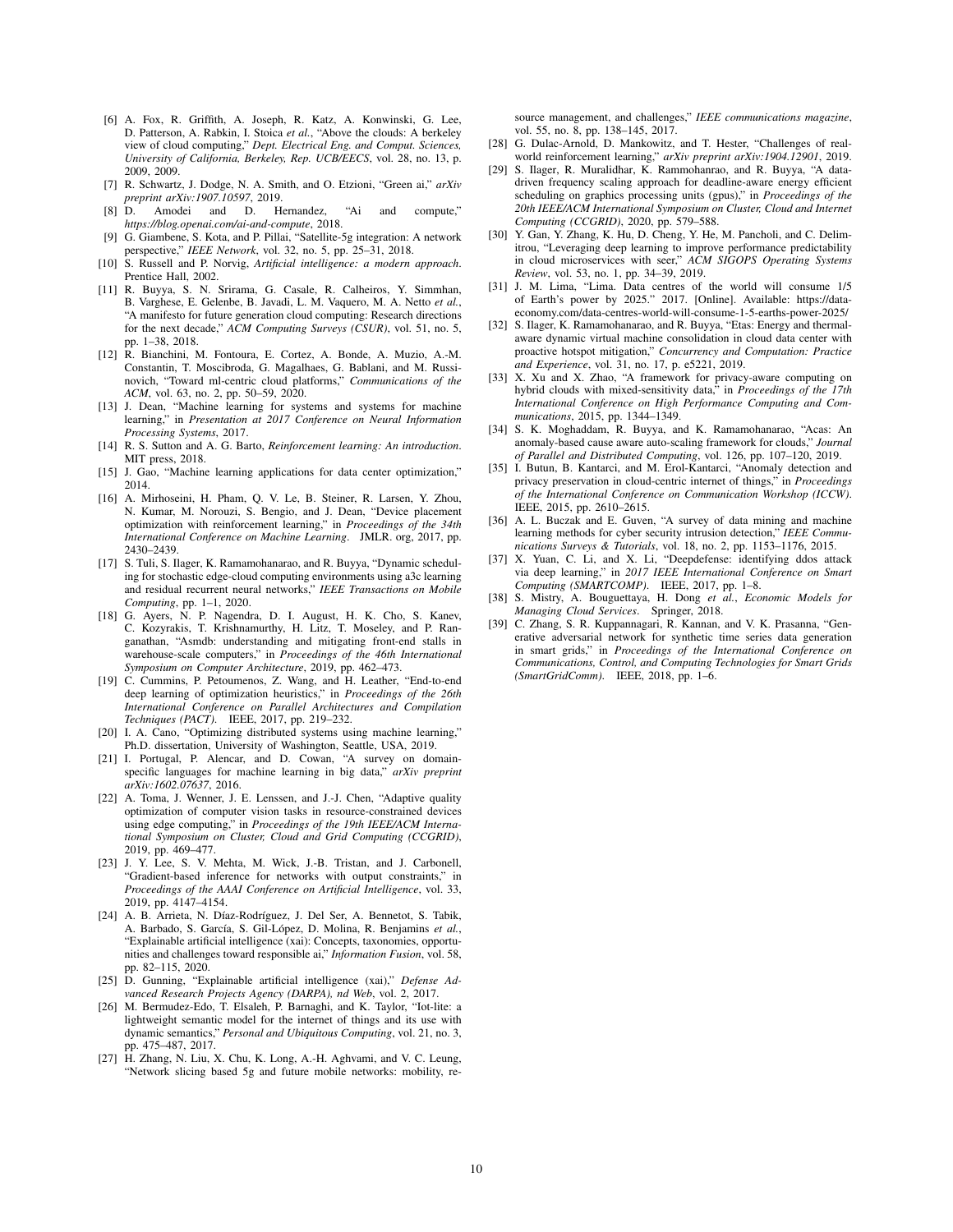[6] A. Fox, R. Griffith, A. Joseph, R. Katz, A. Konwinski, G. Lee, D. Patterson, A. Rabkin, I. Stoica *et al.*, "Above the clouds: A berkeley view of cloud computing," *Dept. Electrical Eng. and Comput. Sciences, University of California, Berkeley, Rep. UCB/EECS*, vol. 28, no. 13, p. 2009, 2009.

[7] R. Schwartz, J. Dodge, N. A. Smith, and O. Etzioni, "Green ai," *arXiv preprint arXiv:1907.10597*, 2019.

[8] D. Amodei and D. Hernandez, "Ai and compute," *https://blog.openai.com/ai-and-compute*, 2018.

[9] G. Giambene, S. Kota, and P. Pillai, "Satellite-5g integration: A network perspective," *IEEE Network*, vol. 32, no. 5, pp. 25–31, 2018.

[10] S. Russell and P. Norvig, *Artificial intelligence: a modern approach*. Prentice Hall, 2002.

[11] R. Buyya, S. N. Srirama, G. Casale, R. Calheiros, Y. Simmhan, B. Varghese, E. Gelenbe, B. Javadi, L. M. Vaquero, M. A. Netto *et al.*, "A manifesto for future generation cloud computing: Research directions for the next decade," *ACM Computing Surveys (CSUR)*, vol. 51, no. 5, pp. 1–38, 2018.

[12] R. Bianchini, M. Fontoura, E. Cortez, A. Bonde, A. Muzio, A.-M. Constantin, T. Moscibroda, G. Magalhaes, G. Bablani, and M. Russinovich, "Toward ml-centric cloud platforms," *Communications of the ACM*, vol. 63, no. 2, pp. 50–59, 2020.

[13] J. Dean, "Machine learning for systems and systems for machine learning," in *Presentation at 2017 Conference on Neural Information Processing Systems*, 2017.

[14] R. S. Sutton and A. G. Barto, *Reinforcement learning: An introduction*. MIT press, 2018.

[15] J. Gao, "Machine learning applications for data center optimization," 2014.

[16] A. Mirhoseini, H. Pham, Q. V. Le, B. Steiner, R. Larsen, Y. Zhou, N. Kumar, M. Norouzi, S. Bengio, and J. Dean, "Device placement optimization with reinforcement learning," in *Proceedings of the 34th International Conference on Machine Learning*. JMLR. org, 2017, pp. 2430–2439.

[17] S. Tuli, S. Ilager, K. Ramamohanarao, and R. Buyya, "Dynamic scheduling for stochastic edge-cloud computing environments using a3c learning and residual recurrent neural networks," *IEEE Transactions on Mobile Computing*, pp. 1–1, 2020.

[18] G. Ayers, N. P. Nagendra, D. I. August, H. K. Cho, S. Kanev, C. Kozyrakis, T. Krishnamurthy, H. Litz, T. Moseley, and P. Ranganathan, "Asmdb: understanding and mitigating front-end stalls in warehouse-scale computers," in *Proceedings of the 46th International Symposium on Computer Architecture*, 2019, pp. 462–473.

[19] C. Cummins, P. Petoumenos, Z. Wang, and H. Leather, "End-to-end deep learning of optimization heuristics," in *Proceedings of the 26th International Conference on Parallel Architectures and Compilation Techniques (PACT)*. IEEE, 2017, pp. 219–232.

[20] I. A. Cano, "Optimizing distributed systems using machine learning," Ph.D. dissertation, University of Washington, Seattle, USA, 2019.

[21] I. Portugal, P. Alencar, and D. Cowan, "A survey on domain-specific languages for machine learning in big data," *arXiv preprint arXiv:1602.07637*, 2016.

[22] A. Toma, J. Wenner, J. E. Lenssen, and J.-J. Chen, "Adaptive quality optimization of computer vision tasks in resource-constrained devices using edge computing," in *Proceedings of the 19th IEEE/ACM International Symposium on Cluster, Cloud and Grid Computing (CCGRID)*, 2019, pp. 469–477.

[23] J. Y. Lee, S. V. Mehta, M. Wick, J.-B. Tristan, and J. Carbonell, "Gradient-based inference for networks with output constraints," in *Proceedings of the AAAI Conference on Artificial Intelligence*, vol. 33, 2019, pp. 4147–4154.

[24] A. B. Arrieta, N. Díaz-Rodríguez, J. Del Ser, A. Bennetot, S. Tabik, A. Barbado, S. García, S. Gil-López, D. Molina, R. Benjamins *et al.*, "Explainable artificial intelligence (xai): Concepts, taxonomies, opportunities and challenges toward responsible ai," *Information Fusion*, vol. 58, pp. 82–115, 2020.

[25] D. Gunning, "Explainable artificial intelligence (xai)," *Defense Advanced Research Projects Agency (DARPA), nd Web*, vol. 2, 2017.

[26] M. Bermudez-Edo, T. Elsaleh, P. Barnaghi, and K. Taylor, "Iot-lite: a lightweight semantic model for the internet of things and its use with dynamic semantics," *Personal and Ubiquitous Computing*, vol. 21, no. 3, pp. 475–487, 2017.

[27] H. Zhang, N. Liu, X. Chu, K. Long, A.-H. Aghvami, and V. C. Leung, "Network slicing based 5g and future mobile networks: mobility, resource management, and challenges," *IEEE communications magazine*, vol. 55, no. 8, pp. 138–145, 2017.

[28] G. Dulac-Arnold, D. Mankowitz, and T. Hester, "Challenges of real-world reinforcement learning," *arXiv preprint arXiv:1904.12901*, 2019.

[29] S. Ilager, R. Muralidhar, K. Rammohanrao, and R. Buyya, "A data-driven frequency scaling approach for deadline-aware energy efficient scheduling on graphics processing units (gpus)," in *Proceedings of the 20th IEEE/ACM International Symposium on Cluster, Cloud and Internet Computing (CCGRID)*, 2020, pp. 579–588.

[30] Y. Gan, Y. Zhang, K. Hu, D. Cheng, Y. He, M. Pancholi, and C. Delimitrou, "Leveraging deep learning to improve performance predictability in cloud microservices with seer," *ACM SIGOPS Operating Systems Review*, vol. 53, no. 1, pp. 34–39, 2019.

[31] J. M. Lima, "Lima. Data centres of the world will consume 1/5 of Earth's power by 2025." 2017. [Online]. Available: https://data-economy.com/data-centres-world-will-consume-1-5-earths-power-2025/

[32] S. Ilager, K. Ramamohanarao, and R. Buyya, "Etas: Energy and thermal-aware dynamic virtual machine consolidation in cloud data center with proactive hotspot mitigation," *Concurrency and Computation: Practice and Experience*, vol. 31, no. 17, p. e5221, 2019.

[33] X. Xu and X. Zhao, "A framework for privacy-aware computing on hybrid clouds with mixed-sensitivity data," in *Proceedings of the 17th International Conference on High Performance Computing and Communications*, 2015, pp. 1344–1349.

[34] S. K. Moghaddam, R. Buyya, and K. Ramamohanarao, "Acas: An anomaly-based cause aware auto-scaling framework for clouds," *Journal of Parallel and Distributed Computing*, vol. 126, pp. 107–120, 2019.

[35] I. Butun, B. Kantarci, and M. Erol-Kantarci, "Anomaly detection and privacy preservation in cloud-centric internet of things," in *Proceedings of the International Conference on Communication Workshop (ICCW)*. IEEE, 2015, pp. 2610–2615.

[36] A. L. Buczak and E. Guven, "A survey of data mining and machine learning methods for cyber security intrusion detection," *IEEE Communications Surveys & Tutorials*, vol. 18, no. 2, pp. 1153–1176, 2015.

[37] X. Yuan, C. Li, and X. Li, "Deepdefense: identifying ddos attack via deep learning," in *2017 IEEE International Conference on Smart Computing (SMARTCOMP)*. IEEE, 2017, pp. 1–8.

[38] S. Mistry, A. Bouguettaya, H. Dong *et al.*, *Economic Models for Managing Cloud Services*. Springer, 2018.

[39] C. Zhang, S. R. Kuppannagari, R. Kannan, and V. K. Prasanna, "Generative adversarial network for synthetic time series data generation in smart grids," in *Proceedings of the International Conference on Communications, Control, and Computing Technologies for Smart Grids (SmartGridComm)*. IEEE, 2018, pp. 1–6.